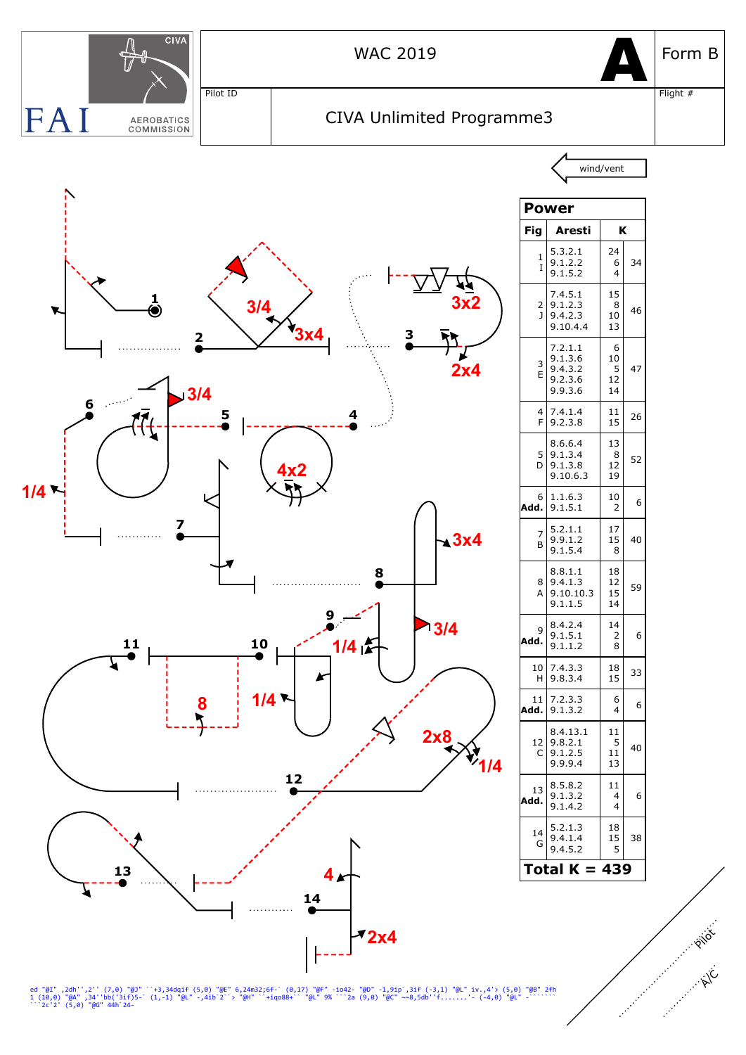WAC 2019

# A

Form B

Pilot ID

CIVA Unlimited Programme3

Flight #

wind/vent

## Power

| Fig | Aresti | K | |
|---|---|---|---|
| 1 I | 5.3.2.1<br>9.1.2.2<br>9.1.5.2 | 24<br>6<br>4 | 34 |
| 2 J | 7.4.5.1<br>9.1.2.3<br>9.4.2.3<br>9.10.4.4 | 15<br>8<br>10<br>13 | 46 |
| 3 E | 7.2.1.1<br>9.1.3.6<br>9.4.3.2<br>9.2.3.6<br>9.9.3.6 | 6<br>10<br>5<br>12<br>14 | 47 |
| 4 F | 7.4.1.4<br>9.2.3.8 | 11<br>15 | 26 |
| 5 D | 8.6.6.4<br>9.1.3.4<br>9.1.3.8<br>9.10.6.3 | 13<br>8<br>12<br>19 | 52 |
| 6 Add. | 1.1.6.3<br>9.1.5.1 | 10<br>2 | 6 |
| 7 B | 5.2.1.1<br>9.9.1.2<br>9.1.5.4 | 17<br>15<br>8 | 40 |
| 8 A | 8.8.1.1<br>9.4.1.3<br>9.10.10.3<br>9.1.1.5 | 18<br>12<br>15<br>14 | 59 |
| 9 Add. | 8.4.2.4<br>9.1.5.1<br>9.1.1.2 | 14<br>2<br>8 | 6 |
| 10 H | 7.4.3.3<br>9.8.3.4 | 18<br>15 | 33 |
| 11 Add. | 7.2.3.3<br>9.1.3.2 | 6<br>4 | 6 |
| 12 C | 8.4.13.1<br>9.8.2.1<br>9.1.2.5<br>9.9.9.4 | 11<br>5<br>11<br>13 | 40 |
| 13 Add. | 8.5.8.2<br>9.1.3.2<br>9.1.4.2 | 11<br>4<br>4 | 6 |
| 14 G | 5.2.1.3<br>9.4.1.4<br>9.4.5.2 | 18<br>15<br>5 | 38 |

**Total K = 439**

Pilot

A/C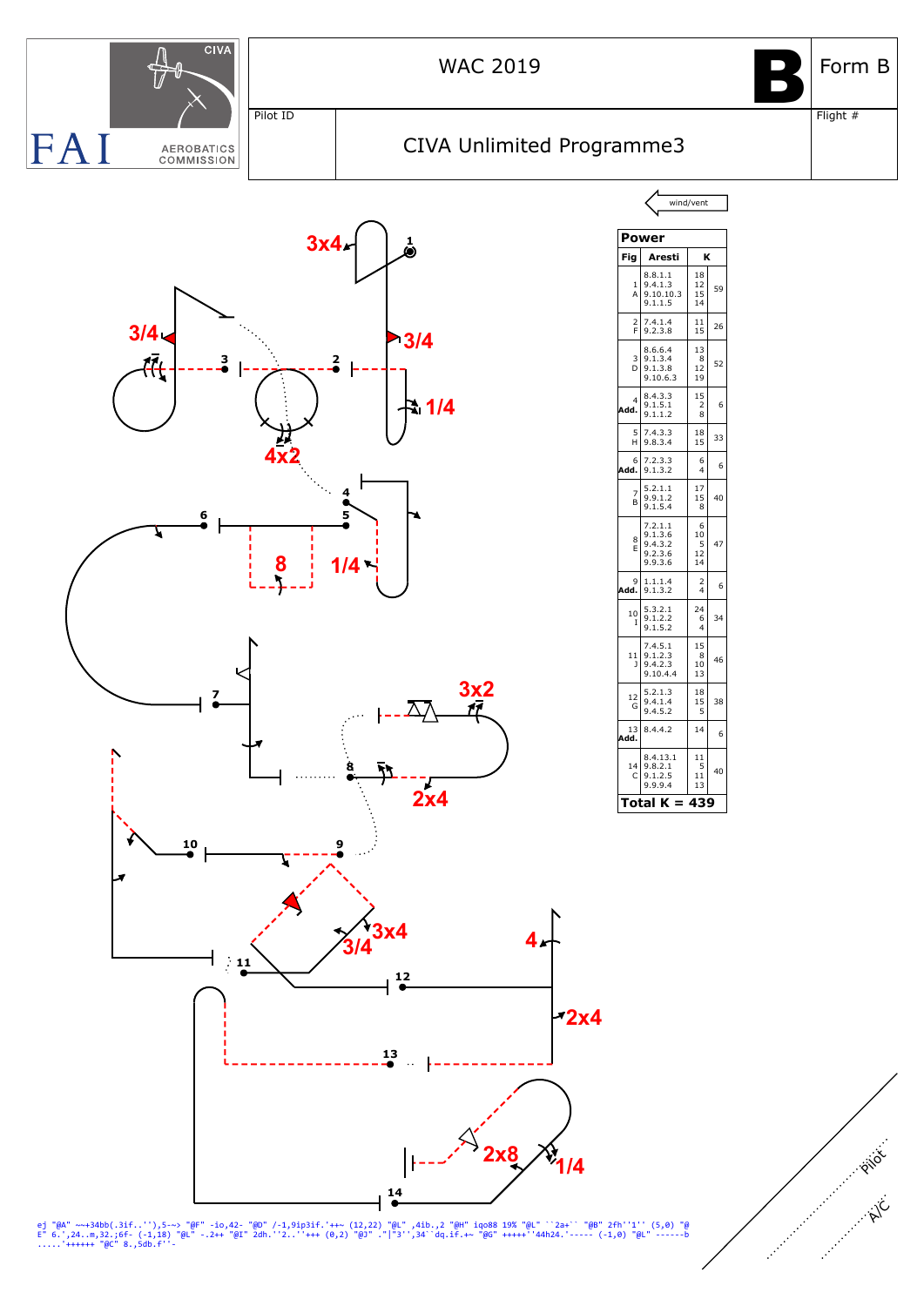WAC 2019

**B**

Form B

Pilot ID

CIVA Unlimited Programme3

Flight #

wind/vent

| Fig | Aresti | K | |
|---|---|---|---|
| **Power** | | | |
| 1 A | 8.8.1.1<br>9.4.1.3<br>9.10.10.3<br>9.1.1.5 | 18<br>12<br>15<br>14 | 59 |
| 2 F | 7.4.1.4<br>9.2.3.8 | 11<br>15 | 26 |
| 3 D | 8.6.6.4<br>9.1.3.4<br>9.1.3.8<br>9.10.6.3 | 13<br>8<br>12<br>19 | 52 |
| 4 Add. | 8.4.3.3<br>9.1.5.1<br>9.1.1.2 | 15<br>2<br>8 | 6 |
| 5 H | 7.4.3.3<br>9.8.3.4 | 18<br>15 | 33 |
| 6 Add. | 7.2.3.3<br>9.1.3.2 | 6<br>4 | 6 |
| 7 B | 5.2.1.1<br>9.9.1.2<br>9.1.5.4 | 17<br>15<br>8 | 40 |
| 8 E | 7.2.1.1<br>9.1.3.6<br>9.4.3.2<br>9.2.3.6<br>9.9.3.6 | 6<br>10<br>5<br>12<br>14 | 47 |
| 9 Add. | 1.1.1.4<br>9.1.3.2 | 2<br>4 | 6 |
| 10 I | 5.3.2.1<br>9.1.2.2<br>9.1.5.2 | 24<br>6<br>4 | 34 |
| 11 J | 7.4.5.1<br>9.1.2.3<br>9.4.2.3<br>9.10.4.4 | 15<br>8<br>10<br>13 | 46 |
| 12 G | 5.2.1.3<br>9.4.1.4<br>9.4.5.2 | 18<br>15<br>5 | 38 |
| 13 Add. | 8.4.4.2 | 14 | 6 |
| 14 C | 8.4.13.1<br>9.8.2.1<br>9.1.2.5<br>9.9.9.4 | 11<br>5<br>11<br>13 | 40 |
| **Total K = 439** | | | |

Pilot

A/C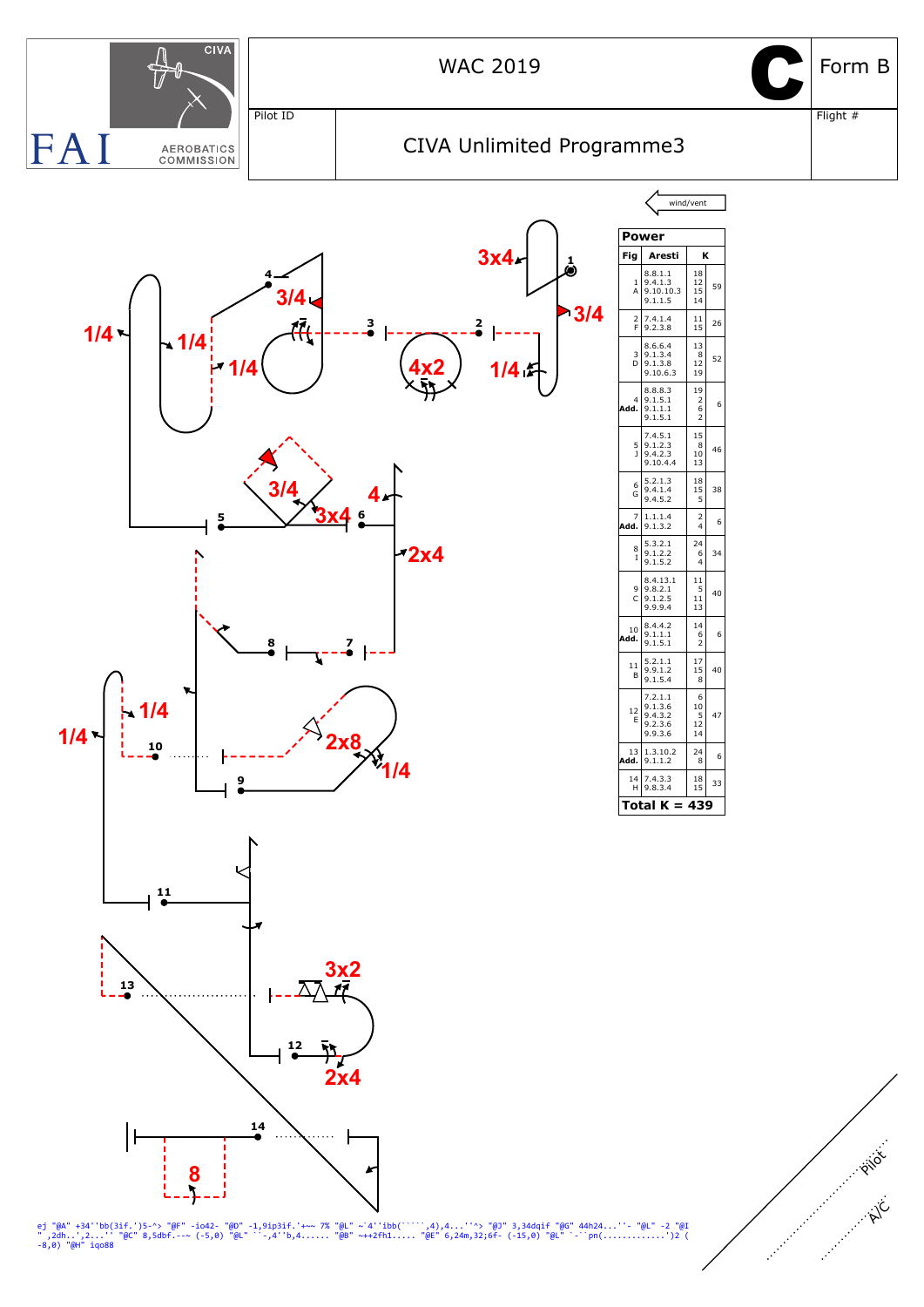FAI CIVA AEROBATICS COMMISSION

# WAC 2019

**C** Form B

Pilot ID

## CIVA Unlimited Programme3

Flight #

wind/vent

| Power | | | |
|---|---|---|---|
| Fig | Aresti | K | |
| 1 A | 8.8.1.1 9.4.1.3 9.10.10.3 9.1.1.5 | 18 12 15 14 | 59 |
| 2 F | 7.4.1.4 9.2.3.8 | 11 15 | 26 |
| 3 D | 8.6.6.4 9.1.3.4 9.1.3.8 9.10.6.3 | 13 8 12 19 | 52 |
| 4 Add. | 8.8.8.3 9.1.5.1 9.1.1.1 9.1.5.1 | 19 2 6 2 | 6 |
| 5 J | 7.4.5.1 9.1.2.3 9.4.2.3 9.10.4.4 | 15 8 10 13 | 46 |
| 6 G | 5.2.1.3 9.4.1.4 9.4.5.2 | 18 15 5 | 38 |
| 7 Add. | 1.1.1.4 9.1.3.2 | 2 4 | 6 |
| 8 I | 5.3.2.1 9.1.2.2 9.1.5.2 | 24 6 4 | 34 |
| 9 C | 8.4.13.1 9.8.2.1 9.1.2.5 9.9.9.4 | 11 5 11 13 | 40 |
| 10 Add. | 8.4.4.2 9.1.1.1 9.1.5.1 | 14 6 2 | 6 |
| 11 B | 5.2.1.1 9.9.1.2 9.1.5.4 | 17 15 8 | 40 |
| 12 E | 7.2.1.1 9.1.3.6 9.4.3.2 9.2.3.6 9.9.3.6 | 6 10 5 12 14 | 47 |
| 13 Add. | 1.3.10.2 9.1.1.2 | 24 8 | 6 |
| 14 H | 7.4.3.3 9.8.3.4 | 18 15 | 33 |
| **Total K = 439** | | | |

Pilot

A/C

```
ej "@A" +34''bb(3if.')5-^> "@F" -io42- "@D" -1,9ip3if.'+~~ 7% "@L" ~`4''ibb(`````,4),4...''^> "@J" 3,34dqif "@G" 44h24...''- "@L" -2 "@I
" ,2dh..',2...'' "@C" 8,5dbf.--~ (-5,0) "@L" ``-,4''b,4...... "@B" ~++2fh1..... "@E" 6,24m,32;6f- (-15,0) "@L" `-``pn(............')2 (
-8,0) "@H" iqo88
```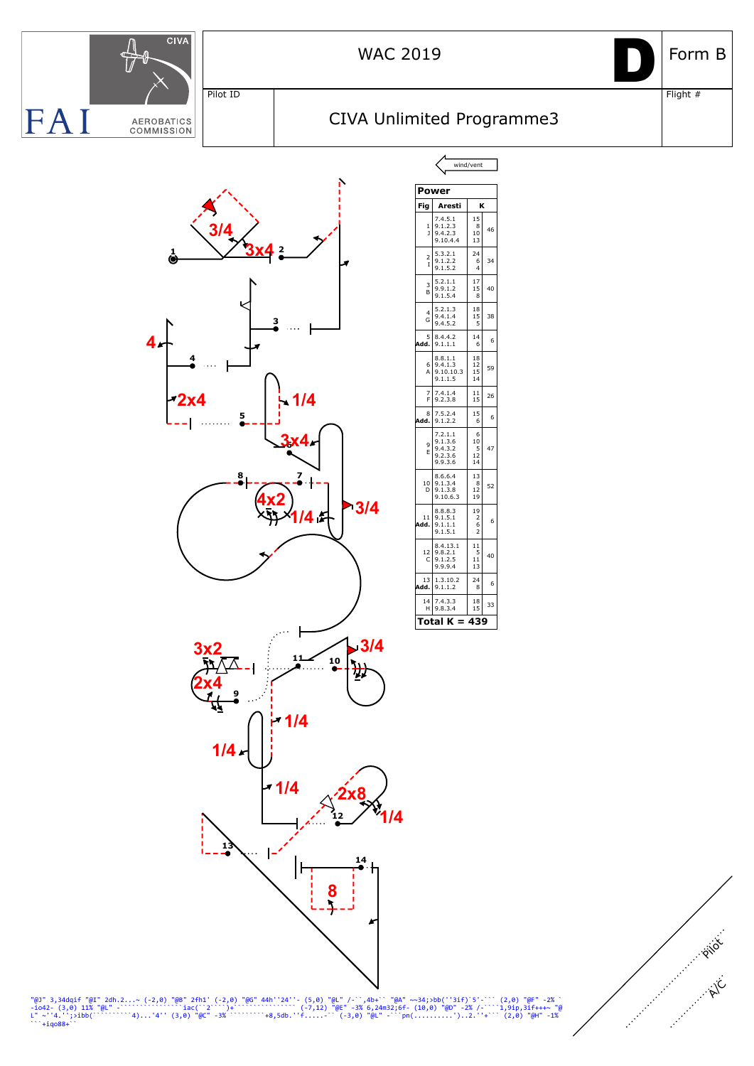WAC 2019

**D**

Form B

Pilot ID

Flight #

## CIVA Unlimited Programme3

wind/vent

| Fig | Aresti | | K |
|---|---|---|---|
| **Power** | | | |
| 1 J | 7.4.5.1<br>9.1.2.3<br>9.4.2.3<br>9.10.4.4 | 15<br>8<br>10<br>13 | 46 |
| 2 I | 5.3.2.1<br>9.1.2.2<br>9.1.5.2 | 24<br>6<br>4 | 34 |
| 3 B | 5.2.1.1<br>9.9.1.2<br>9.1.5.4 | 17<br>15<br>8 | 40 |
| 4 G | 5.2.1.3<br>9.4.1.4<br>9.4.5.2 | 18<br>15<br>5 | 38 |
| 5 Add. | 8.4.4.2<br>9.1.1.1 | 14<br>6 | 6 |
| 6 A | 8.8.1.1<br>9.4.1.3<br>9.10.10.3<br>9.1.1.5 | 18<br>12<br>15<br>14 | 59 |
| 7 F | 7.4.1.4<br>9.2.3.8 | 11<br>15 | 26 |
| 8 Add. | 7.5.2.4<br>9.1.2.2 | 15<br>6 | 6 |
| 9 E | 7.2.1.1<br>9.1.3.6<br>9.4.3.2<br>9.2.3.6<br>9.9.3.6 | 6<br>10<br>5<br>12<br>14 | 47 |
| 10 D | 8.6.6.4<br>9.1.3.4<br>9.1.3.8<br>9.10.6.3 | 13<br>8<br>12<br>19 | 52 |
| 11 Add. | 8.8.8.3<br>9.1.5.1<br>9.1.1.1<br>9.1.5.1 | 19<br>2<br>6<br>2 | 6 |
| 12 C | 8.4.13.1<br>9.8.2.1<br>9.1.2.5<br>9.9.9.4 | 11<br>5<br>11<br>13 | 40 |
| 13 Add. | 1.3.10.2<br>9.1.1.2 | 24<br>8 | 6 |
| 14 H | 7.4.3.3<br>9.8.3.4 | 18<br>15 | 33 |
| **Total K = 439** | | | |

Pilot

A/C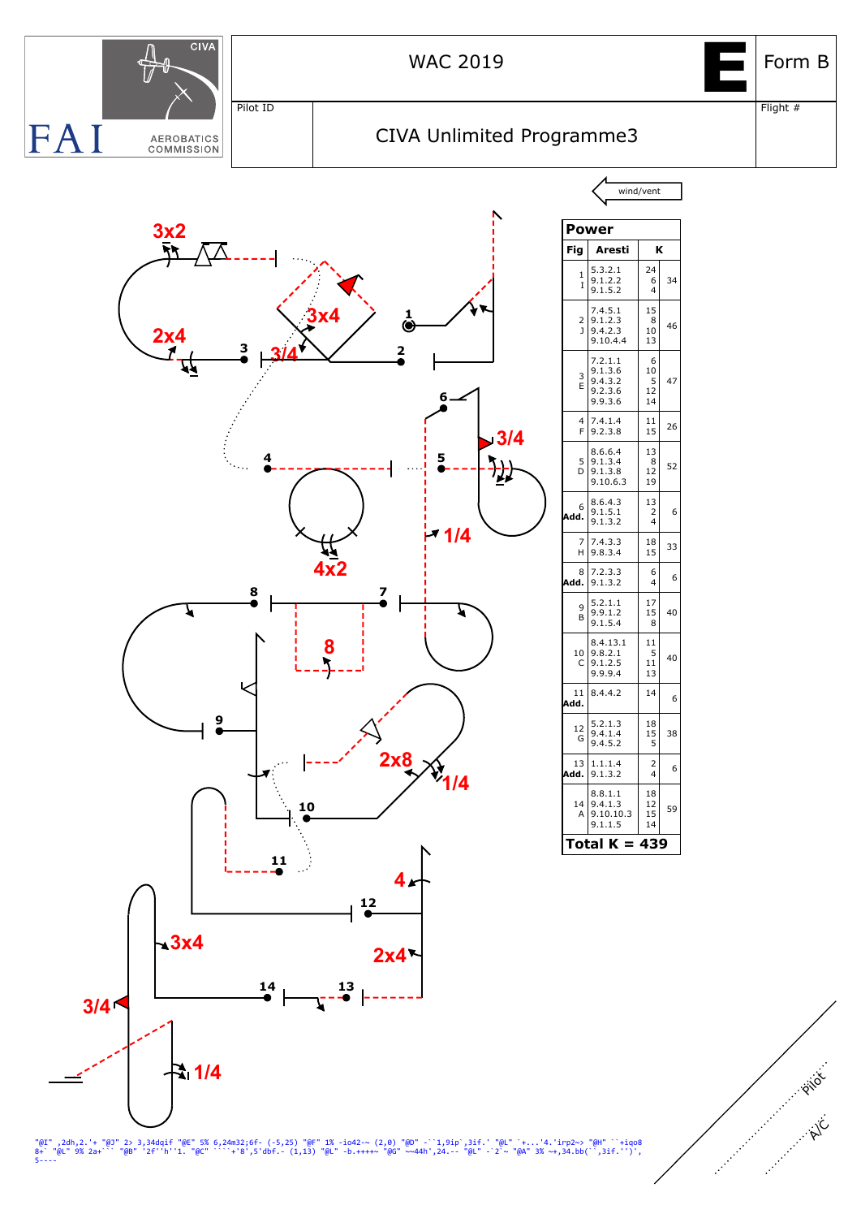**FAI** CIVA AEROBATICS COMMISSION

# WAC 2019

**E** Form B

Pilot ID

## CIVA Unlimited Programme3

Flight #

wind/vent

| Power | | | |
|---|---|---|---|
| **Fig** | **Aresti** | **K** | |
| 1 I | 5.3.2.1<br>9.1.2.2<br>9.1.5.2 | 24<br>6<br>4 | 34 |
| 2 J | 7.4.5.1<br>9.1.2.3<br>9.4.2.3<br>9.10.4.4 | 15<br>8<br>10<br>13 | 46 |
| 3 E | 7.2.1.1<br>9.1.3.6<br>9.4.3.2<br>9.2.3.6<br>9.9.3.6 | 6<br>10<br>5<br>12<br>14 | 47 |
| 4 F | 7.4.1.4<br>9.2.3.8 | 11<br>15 | 26 |
| 5 D | 8.6.6.4<br>9.1.3.4<br>9.1.3.8<br>9.10.6.3 | 13<br>8<br>12<br>19 | 52 |
| 6 Add. | 8.6.4.3<br>9.1.5.1<br>9.1.3.2 | 13<br>2<br>4 | 6 |
| 7 H | 7.4.3.3<br>9.8.3.4 | 18<br>15 | 33 |
| 8 Add. | 7.2.3.3<br>9.1.3.2 | 6<br>4 | 6 |
| 9 B | 5.2.1.1<br>9.9.1.2<br>9.1.5.4 | 17<br>15<br>8 | 40 |
| 10 C | 8.4.13.1<br>9.8.2.1<br>9.1.2.5<br>9.9.9.4 | 11<br>5<br>11<br>13 | 40 |
| 11 Add. | 8.4.4.2 | 14 | 6 |
| 12 G | 5.2.1.3<br>9.4.1.4<br>9.4.5.2 | 18<br>15<br>5 | 38 |
| 13 Add. | 1.1.1.4<br>9.1.3.2 | 2<br>4 | 6 |
| 14 A | 8.8.1.1<br>9.4.1.3<br>9.10.10.3<br>9.1.1.5 | 18<br>12<br>15<br>14 | 59 |
| **Total K = 439** | | | |

```
"@I" ,2dh,2.'+ "@J" 2> 3,34dqif "@E" 5% 6,24m32;6f- (-5,25) "@F" 1% -io42-~ (2,0) "@D" -``1,9ip`,3if.' "@L" `+...'4.'irp2~> "@H" ``+iqo8
8+` "@L" 9% 2a+``` "@B" '2f''h''1. "@C" ````+'8',5'dbf.- (1,13) "@L" -b.++++~ "@G" ~~44h',24.-- "@L" -`2`~ "@A" 3% ~+,34.bb(``,3if.'')',
5----
```

Pilot

A/C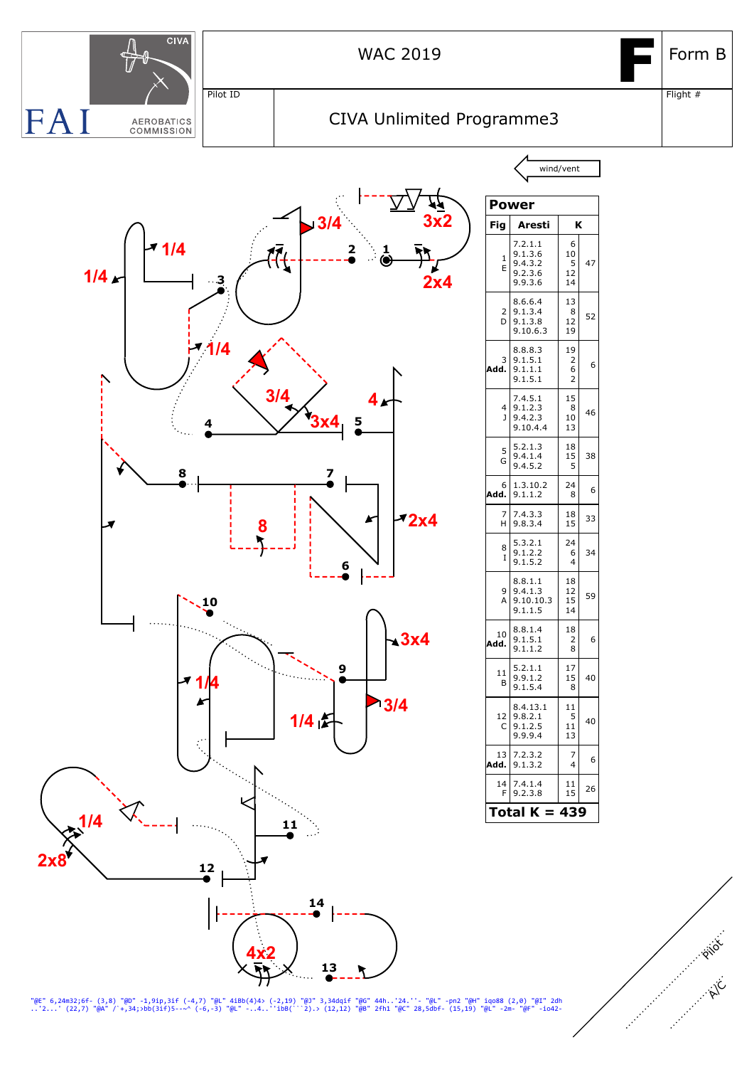WAC 2019

F

Form B

Pilot ID

CIVA Unlimited Programme3

Flight #

wind/vent

## Power

| Fig | Aresti | K | |
|---|---|---|---|
| 1 E | 7.2.1.1<br>9.1.3.6<br>9.4.3.2<br>9.2.3.6<br>9.9.3.6 | 6<br>10<br>5<br>12<br>14 | 47 |
| 2 D | 8.6.6.4<br>9.1.3.4<br>9.1.3.8<br>9.10.6.3 | 13<br>8<br>12<br>19 | 52 |
| 3 Add. | 8.8.8.3<br>9.1.5.1<br>9.1.1.1<br>9.1.5.1 | 19<br>2<br>6<br>2 | 6 |
| 4 J | 7.4.5.1<br>9.1.2.3<br>9.4.2.3<br>9.10.4.4 | 15<br>8<br>10<br>13 | 46 |
| 5 G | 5.2.1.3<br>9.4.1.4<br>9.4.5.2 | 18<br>15<br>5 | 38 |
| 6 Add. | 1.3.10.2<br>9.1.1.2 | 24<br>8 | 6 |
| 7 H | 7.4.3.3<br>9.8.3.4 | 18<br>15 | 33 |
| 8 I | 5.3.2.1<br>9.1.2.2<br>9.1.5.2 | 24<br>6<br>4 | 34 |
| 9 A | 8.8.1.1<br>9.4.1.3<br>9.10.10.3<br>9.1.1.5 | 18<br>12<br>15<br>14 | 59 |
| 10 Add. | 8.8.1.4<br>9.1.5.1<br>9.1.1.2 | 18<br>2<br>8 | 6 |
| 11 B | 5.2.1.1<br>9.9.1.2<br>9.1.5.4 | 17<br>15<br>8 | 40 |
| 12 C | 8.4.13.1<br>9.8.2.1<br>9.1.2.5<br>9.9.9.4 | 11<br>5<br>11<br>13 | 40 |
| 13 Add. | 7.2.3.2<br>9.1.3.2 | 7<br>4 | 6 |
| 14 F | 7.4.1.4<br>9.2.3.8 | 11<br>15 | 26 |

**Total K = 439**

"@E" 6,24m32;6f- (3,8) "@D" -1,9ip,3if (-4,7) "@L" 4iBb(4)4> (-2,19) "@J" 3,34dqif "@G" 44h..'24.''- "@L" -pn2 "@H" iqo88 (2,0) "@I" 2dh ..'2...' (22,7) "@A" /`+,34;>bb(3if)5--~^ (-6,-3) "@L" -..4..''ibB(```2).> (12,12) "@B" 2fh1 "@C" 28,5dbf- (15,19) "@L" -2m- "@F" -io42-

Pilot

A/C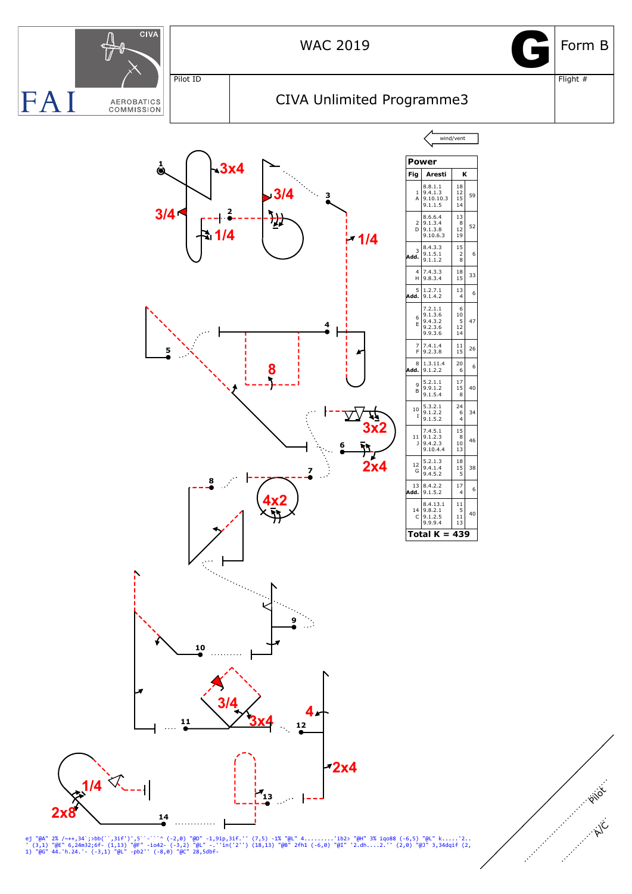FAI

CIVA

AEROBATICS COMMISSION

# WAC 2019

**G**

Form B

Pilot ID

## CIVA Unlimited Programme3

Flight #

wind/vent

| Power | | | |
|---|---|---|---|
| Fig | Aresti | K | |
| 1 A | 8.8.1.1<br>9.4.1.3<br>9.10.10.3<br>9.1.1.5 | 18<br>12<br>15<br>14 | 59 |
| 2 D | 8.6.6.4<br>9.1.3.4<br>9.1.3.8<br>9.10.6.3 | 13<br>8<br>12<br>19 | 52 |
| 3 Add. | 8.4.3.3<br>9.1.5.1<br>9.1.1.2 | 15<br>2<br>8 | 6 |
| 4 H | 7.4.3.3<br>9.8.3.4 | 18<br>15 | 33 |
| 5 Add. | 1.2.7.1<br>9.1.4.2 | 13<br>4 | 6 |
| 6 E | 7.2.1.1<br>9.1.3.6<br>9.4.3.2<br>9.2.3.6<br>9.9.3.6 | 6<br>10<br>5<br>12<br>14 | 47 |
| 7 F | 7.4.1.4<br>9.2.3.8 | 11<br>15 | 26 |
| 8 Add. | 1.3.11.4<br>9.1.2.2 | 20<br>6 | 6 |
| 9 B | 5.2.1.1<br>9.9.1.2<br>9.1.5.4 | 17<br>15<br>8 | 40 |
| 10 I | 5.3.2.1<br>9.1.2.2<br>9.1.5.2 | 24<br>6<br>4 | 34 |
| 11 J | 7.4.5.1<br>9.1.2.3<br>9.4.2.3<br>9.10.4.4 | 15<br>8<br>10<br>13 | 46 |
| 12 G | 5.2.1.3<br>9.4.1.4<br>9.4.5.2 | 18<br>15<br>5 | 38 |
| 13 Add. | 8.4.2.2<br>9.1.5.2 | 17<br>4 | 6 |
| 14 C | 8.4.13.1<br>9.8.2.1<br>9.1.2.5<br>9.9.9.4 | 11<br>5<br>11<br>13 | 40 |
| **Total K = 439** | | | |

Pilot

A/C

```
ej "@A" 2% /~++,34`;>bb(``,3if')',5``-```^ (-2,0) "@D" -1,9ip,3if.'' (7,5) -1% "@L" 4.........'ib2> "@H" 3% iqo88 (-6,5) "@L" k.....'2..
' (3,1) "@E" 6,24m32;6f- (1,13) "@F" -io42- (-3,2) "@L" -.''in('2'') (18,13) "@B" 2fh1 (-6,0) "@I" '2.dh....2.'' (2,0) "@J" 3,34dqif (2,
1) "@G" 44.'h.24.'- (-3,1) "@L" -pb2'' (-8,0) "@C" 28,5dbf-
```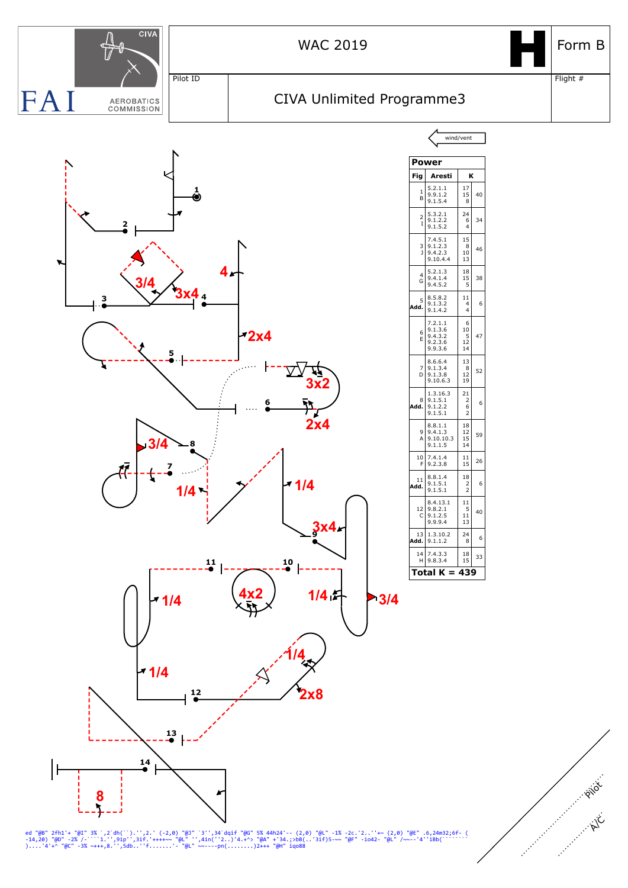# WAC 2019

**H** Form B

Pilot ID

CIVA Unlimited Programme3

Flight #

wind/vent

**Power**

| Fig | Aresti | | K |
|---|---|---|---|
| 1 B | 5.2.1.1<br>9.9.1.2<br>9.1.5.4 | 17<br>15<br>8 | 40 |
| 2 I | 5.3.2.1<br>9.1.2.2<br>9.1.5.2 | 24<br>6<br>4 | 34 |
| 3 J | 7.4.5.1<br>9.1.2.3<br>9.4.2.3<br>9.10.4.4 | 15<br>8<br>10<br>13 | 46 |
| 4 G | 5.2.1.3<br>9.4.1.4<br>9.4.5.2 | 18<br>15<br>5 | 38 |
| 5 Add. | 8.5.8.2<br>9.1.3.2<br>9.1.4.2 | 11<br>4<br>4 | 6 |
| 6 E | 7.2.1.1<br>9.1.3.6<br>9.4.3.2<br>9.2.3.6<br>9.9.3.6 | 6<br>10<br>5<br>12<br>14 | 47 |
| 7 D | 8.6.6.4<br>9.1.3.4<br>9.1.3.8<br>9.10.6.3 | 13<br>8<br>12<br>19 | 52 |
| 8 Add. | 1.3.16.3<br>9.1.5.1<br>9.1.2.2<br>9.1.5.1 | 21<br>2<br>6<br>2 | 6 |
| 9 A | 8.8.1.1<br>9.4.1.3<br>9.10.10.3<br>9.1.1.5 | 18<br>12<br>15<br>14 | 59 |
| 10 F | 7.4.1.4<br>9.2.3.8 | 11<br>15 | 26 |
| 11 Add. | 8.8.1.4<br>9.1.5.1<br>9.1.5.1 | 18<br>2<br>2 | 6 |
| 12 C | 8.4.13.1<br>9.8.2.1<br>9.1.2.5<br>9.9.9.4 | 11<br>5<br>11<br>13 | 40 |
| 13 Add. | 1.3.10.2<br>9.1.1.2 | 24<br>8 | 6 |
| 14 H | 7.4.3.3<br>9.8.3.4 | 18<br>15 | 33 |

**Total K = 439**

ed "@B" 2fh1'+ "@I" 3% `,2`dh(``).'',2.' (-2,0) "@J" `3'',34`dqif "@G" 5% 44h24'-- (2,0) "@L" -1% -2c.'2..''+~ (2,0) "@E" .6,24m32;6f- (-14,20) "@D" -2% /-````1.'',9ip'',3if.'++++~~ "@L" '',4in(''2..)'4.+^> "@A" +'34.;>bB(..'3if)5-~~ "@F" -io42- "@L" /~~--'4''iBb(```````).....'4'+^ "@C" -3% ~+++,8.'',5db..''f.......'- "@L" ~~----pn(........)2+++ "@H" iqo88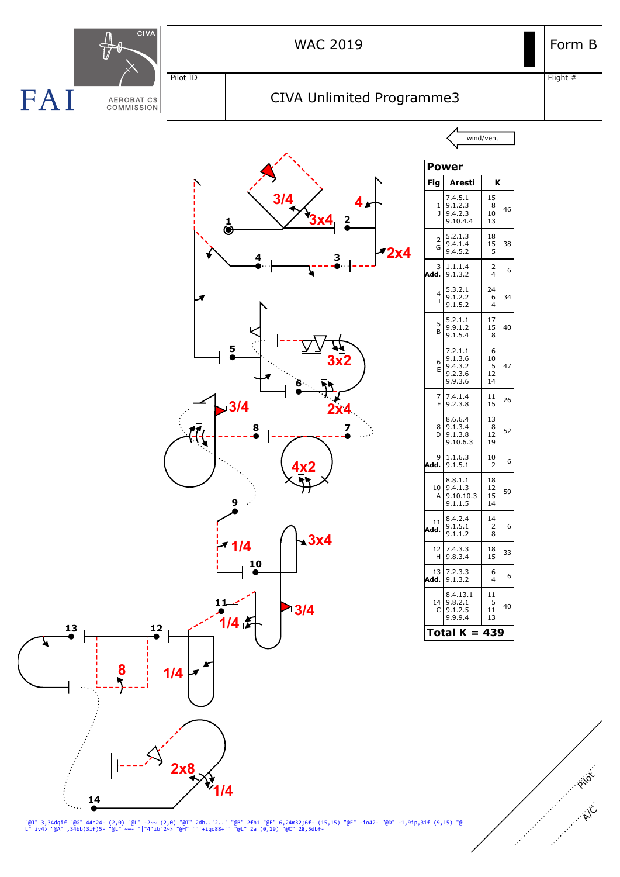WAC 2019

Form B

Pilot ID

CIVA Unlimited Programme3

Flight #

wind/vent

| Fig | Aresti | K | |
|---|---|---|---|
| 1 J | 7.4.5.1 9.1.2.3 9.4.2.3 9.10.4.4 | 15 8 10 13 | 46 |
| 2 G | 5.2.1.3 9.4.1.4 9.4.5.2 | 18 15 5 | 38 |
| 3 Add. | 1.1.1.4 9.1.3.2 | 2 4 | 6 |
| 4 I | 5.3.2.1 9.1.2.2 9.1.5.2 | 24 6 4 | 34 |
| 5 B | 5.2.1.1 9.9.1.2 9.1.5.4 | 17 15 8 | 40 |
| 6 E | 7.2.1.1 9.1.3.6 9.4.3.2 9.2.3.6 9.9.3.6 | 6 10 5 12 14 | 47 |
| 7 F | 7.4.1.4 9.2.3.8 | 11 15 | 26 |
| 8 D | 8.6.6.4 9.1.3.4 9.1.3.8 9.10.6.3 | 13 8 12 19 | 52 |
| 9 Add. | 1.1.6.3 9.1.5.1 | 10 2 | 6 |
| 10 A | 8.8.1.1 9.4.1.3 9.10.10.3 9.1.1.5 | 18 12 15 14 | 59 |
| 11 Add. | 8.4.2.4 9.1.5.1 9.1.1.2 | 14 2 8 | 6 |
| 12 H | 7.4.3.3 9.8.3.4 | 18 15 | 33 |
| 13 Add. | 7.2.3.3 9.1.3.2 | 6 4 | 6 |
| 14 C | 8.4.13.1 9.8.2.1 9.1.2.5 9.9.9.4 | 11 5 11 13 | 40 |

**Power**

**Total K = 439**

"@J" 3,34dqif "@G" 44h24- (2,0) "@L" -2~~ (2,0) "@I" 2dh..'2..' "@B" 2fh1 "@E" 6,24m32;6f- (15,15) "@F" -io42- "@D" -1,9ip,3if (9,15) "@L" iv4> "@A" ,34bb(3if)5- "@L" ~~-'"|"4'ib`2~> "@H" ```+iqo88+`` "@L" 2a (0,19) "@C" 28,5dbf-

Pilot

A/C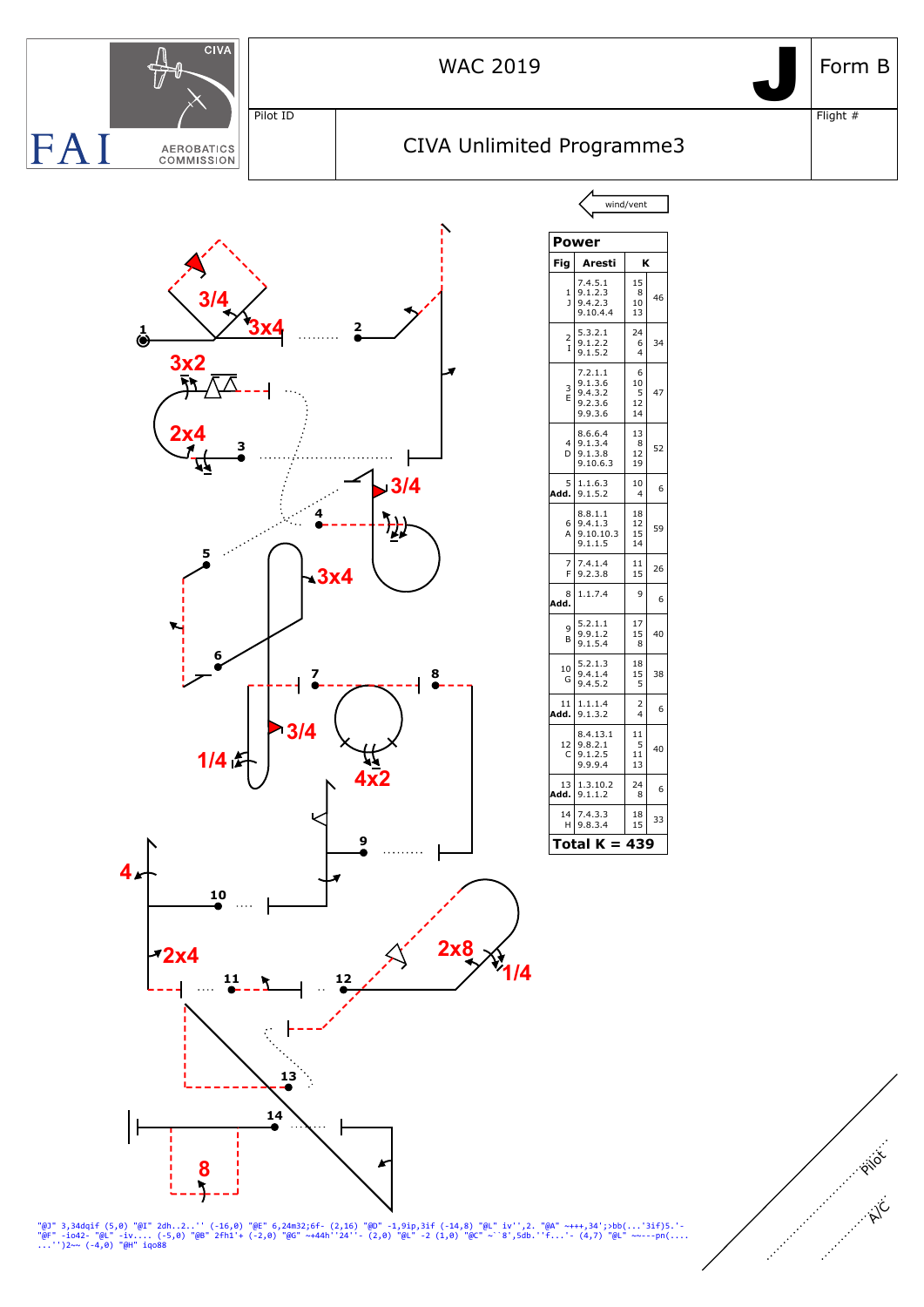WAC 2019

**J**

Form B

Pilot ID

Flight #

CIVA Unlimited Programme3

wind/vent

| **Power** | | | |
|---|---|---|---|
| **Fig** | **Aresti** | **K** | |
| 1 J | 7.4.5.1<br>9.1.2.3<br>9.4.2.3<br>9.10.4.4 | 15<br>8<br>10<br>13 | 46 |
| 2 I | 5.3.2.1<br>9.1.2.2<br>9.1.5.2 | 24<br>6<br>4 | 34 |
| 3 E | 7.2.1.1<br>9.1.3.6<br>9.4.3.2<br>9.2.3.6<br>9.9.3.6 | 6<br>10<br>5<br>12<br>14 | 47 |
| 4 D | 8.6.6.4<br>9.1.3.4<br>9.1.3.8<br>9.10.6.3 | 13<br>8<br>12<br>19 | 52 |
| 5 **Add.** | 1.1.6.3<br>9.1.5.2 | 10<br>4 | 6 |
| 6 A | 8.8.1.1<br>9.4.1.3<br>9.10.10.3<br>9.1.1.5 | 18<br>12<br>15<br>14 | 59 |
| 7 F | 7.4.1.4<br>9.2.3.8 | 11<br>15 | 26 |
| 8 **Add.** | 1.1.7.4 | 9 | 6 |
| 9 B | 5.2.1.1<br>9.9.1.2<br>9.1.5.4 | 17<br>15<br>8 | 40 |
| 10 G | 5.2.1.3<br>9.4.1.4<br>9.4.5.2 | 18<br>15<br>5 | 38 |
| 11 **Add.** | 1.1.1.4<br>9.1.3.2 | 2<br>4 | 6 |
| 12 C | 8.4.13.1<br>9.8.2.1<br>9.1.2.5<br>9.9.9.4 | 11<br>5<br>11<br>13 | 40 |
| 13 **Add.** | 1.3.10.2<br>9.1.1.2 | 24<br>8 | 6 |
| 14 H | 7.4.3.3<br>9.8.3.4 | 18<br>15 | 33 |
| **Total K = 439** | | | |

```
"@J" 3,34dqif (5,0) "@I" 2dh..2..'' (-16,0) "@E" 6,24m32;6f- (2,16) "@D" -1,9ip,3if (-14,8) "@L" iv'',2. "@A" ~+++,34';>bb(...'3if)5.'-
"@F" -io42- "@L" -iv.... (-5,0) "@B" 2fh1'+ (-2,0) "@G" ~+44h''24''- (2,0) "@L" -2 (1,0) "@C" ~``8',5db.''f...'- (4,7) "@L" ~~---pn(....
...'')2~~ (-4,0) "@H" iqo88
```

Pilot

A/C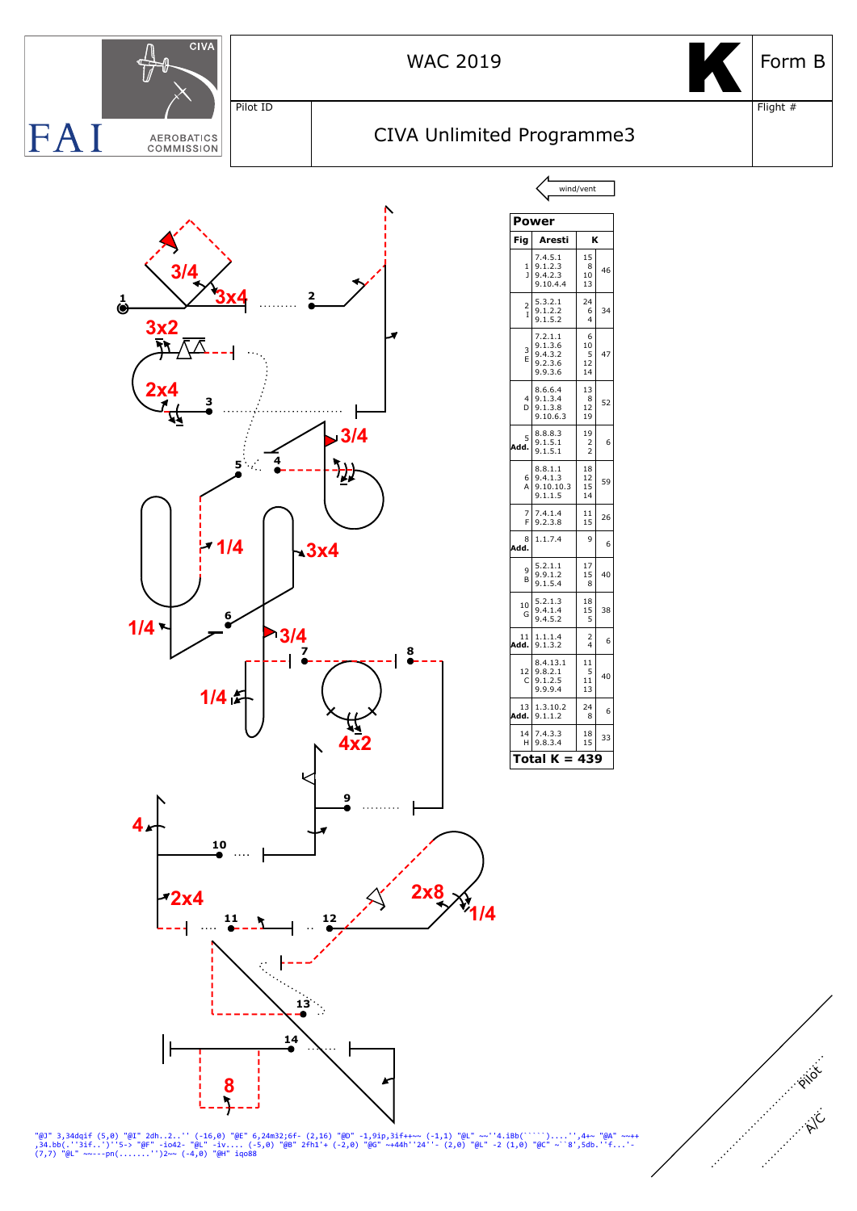FAI CIVA AEROBATICS COMMISSION

# WAC 2019

**K** Form B

Pilot ID

## CIVA Unlimited Programme3

Flight #

wind/vent

| Power | | |
|---|---|---|
| Fig | Aresti | K |
| 1 J | 7.4.5.1<br>9.1.2.3<br>9.4.2.3<br>9.10.4.4 | 15<br>8<br>10<br>13 — 46 |
| 2 I | 5.3.2.1<br>9.1.2.2<br>9.1.5.2 | 24<br>6<br>4 — 34 |
| 3 E | 7.2.1.1<br>9.1.3.6<br>9.4.3.2<br>9.2.3.6<br>9.9.3.6 | 6<br>10<br>5<br>12<br>14 — 47 |
| 4 D | 8.6.6.4<br>9.1.3.4<br>9.1.3.8<br>9.10.6.3 | 13<br>8<br>12<br>19 — 52 |
| 5 Add. | 8.8.8.3<br>9.1.5.1<br>9.1.5.1 | 19<br>2<br>2 — 6 |
| 6 A | 8.8.1.1<br>9.4.1.3<br>9.10.10.3<br>9.1.1.5 | 18<br>12<br>15<br>14 — 59 |
| 7 F | 7.4.1.4<br>9.2.3.8 | 11<br>15 — 26 |
| 8 Add. | 1.1.7.4 | 9 — 6 |
| 9 B | 5.2.1.1<br>9.9.1.2<br>9.1.5.4 | 17<br>15<br>8 — 40 |
| 10 G | 5.2.1.3<br>9.4.1.4<br>9.4.5.2 | 18<br>15<br>5 — 38 |
| 11 Add. | 1.1.1.4<br>9.1.3.2 | 2<br>4 — 6 |
| 12 C | 8.4.13.1<br>9.8.2.1<br>9.1.2.5<br>9.9.9.4 | 11<br>5<br>11<br>13 — 40 |
| 13 Add. | 1.3.10.2<br>9.1.1.2 | 24<br>8 — 6 |
| 14 H | 7.4.3.3<br>9.8.3.4 | 18<br>15 — 33 |
| **Total K = 439** | | |

```
"@J" 3,34dqif (5,0) "@I" 2dh..2..'' (-16,0) "@E" 6,24m32;6f- (2,16) "@D" -1,9ip,3if++~~ (-1,1) "@L" ~~''4.i8b(````)....'',4+~ "@A" ~~++
,34.bb(.''3if..')''5-> "@F" -io42- "@L" -iv.... (-5,0) "@B" 2fh1'+ (-2,0) "@G" ~+44h''24''- (2,0) "@L" -2 (1,0) "@C" ~``8',5db.''f...'-
(7,7) "@L" ~~---pn(.......'')2~~ (-4,0) "@H" iqo88
```

Pilot

A/C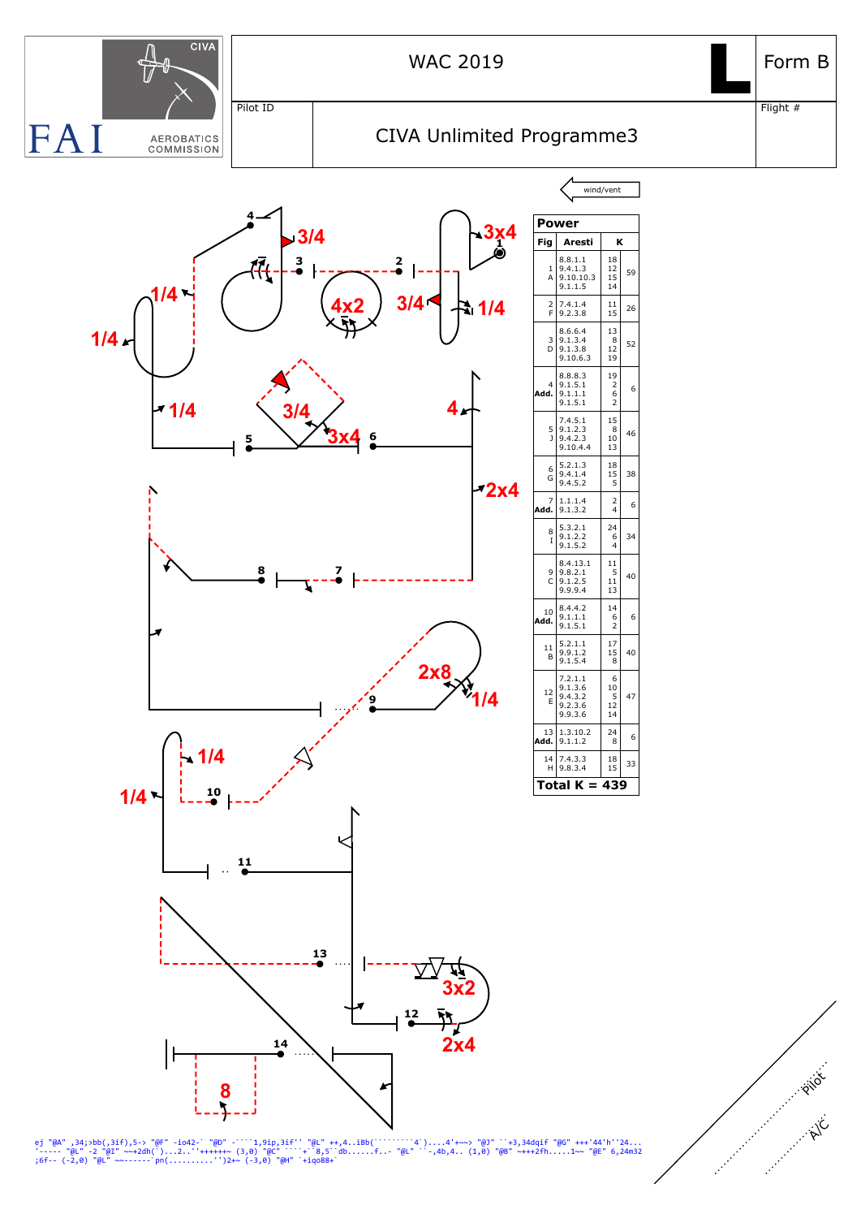FAI CIVA AEROBATICS COMMISSION

# WAC 2019

**L** Form B

Pilot ID

## CIVA Unlimited Programme3

Flight #

wind/vent

**Power**

| Fig | Aresti | K | |
|---|---|---|---|
| 1 A | 8.8.1.1<br>9.4.1.3<br>9.10.10.3<br>9.1.1.5 | 18<br>12<br>15<br>14 | 59 |
| 2 F | 7.4.1.4<br>9.2.3.8 | 11<br>15 | 26 |
| 3 D | 8.6.6.4<br>9.1.3.4<br>9.1.3.8<br>9.10.6.3 | 13<br>8<br>12<br>19 | 52 |
| 4 Add. | 8.8.8.3<br>9.1.5.1<br>9.1.1.1<br>9.1.5.1 | 19<br>2<br>6<br>2 | 6 |
| 5 J | 7.4.5.1<br>9.1.2.3<br>9.4.2.3<br>9.10.4.4 | 15<br>8<br>10<br>13 | 46 |
| 6 G | 5.2.1.3<br>9.4.1.4<br>9.4.5.2 | 18<br>15<br>5 | 38 |
| 7 Add. | 1.1.1.4<br>9.1.3.2 | 2<br>4 | 6 |
| 8 I | 5.3.2.1<br>9.1.2.2<br>9.1.5.2 | 24<br>6<br>4 | 34 |
| 9 C | 8.4.13.1<br>9.8.2.1<br>9.1.2.5<br>9.9.9.4 | 11<br>5<br>11<br>13 | 40 |
| 10 Add. | 8.4.4.2<br>9.1.1.1<br>9.1.5.1 | 14<br>6<br>2 | 6 |
| 11 B | 5.2.1.1<br>9.9.1.2<br>9.1.5.4 | 17<br>15<br>8 | 40 |
| 12 E | 7.2.1.1<br>9.1.3.6<br>9.4.3.2<br>9.2.3.6<br>9.9.3.6 | 6<br>10<br>5<br>12<br>14 | 47 |
| 13 Add. | 1.3.10.2<br>9.1.1.2 | 24<br>8 | 6 |
| 14 H | 7.4.3.3<br>9.8.3.4 | 18<br>15 | 33 |
| **Total K = 439** | | | |

ej "@A" ,34;>bb(,3if),5-> "@F" -io42-` "@D" -````1,9ip,3if'' "@L" ++,4..iBb(`````````4`)....4'+~~> "@J" ``+3,34dqif "@G" +++'44'h''24...
'----- "@L" -2 "@I" ~~+2dh(`)...2..''++++++~ (3,0) "@C" ````+`8,5``db......f..- "@L" ``-,4b,4.. (1,0) "@B" ~+++2fh.....1~~ "@E" 6,24m32
;6f-- (-2,0) "@L" ~~------`pn(..........'')2+~ (-3,0) "@H" `+iqo88+`

Pilot

A/C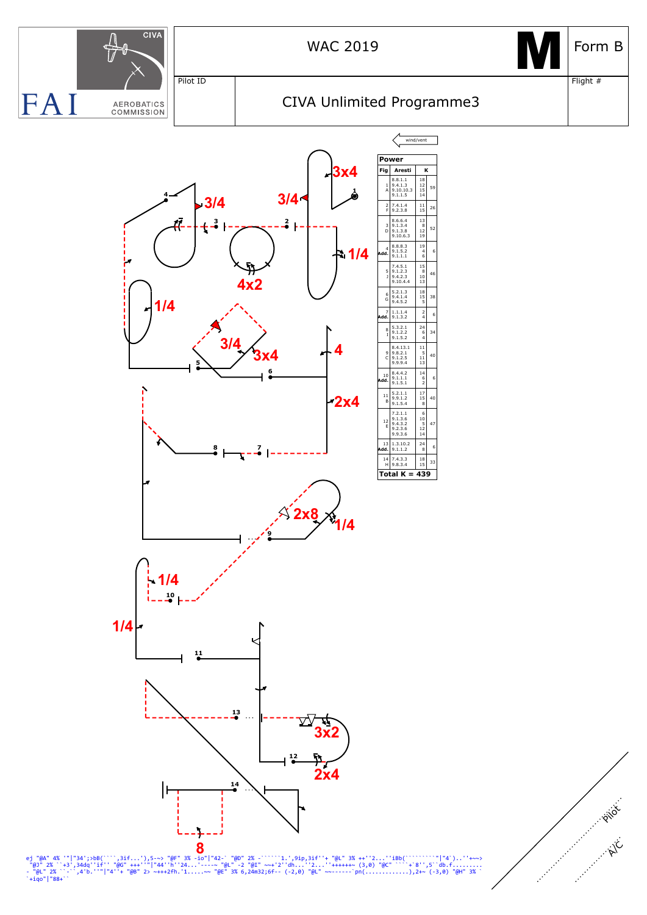FAI CIVA AEROBATICS COMMISSION

# WAC 2019

**M** Form B

Pilot ID

Flight #

## CIVA Unlimited Programme3

wind/vent

**Power**

| Fig | Aresti | K | |
|---|---|---|---|
| 1 A | 8.8.1.1<br>9.4.1.3<br>9.10.10.3<br>9.1.1.5 | 18<br>12<br>15<br>14 | 59 |
| 2 F | 7.4.1.4<br>9.2.3.8 | 11<br>15 | 26 |
| 3 D | 8.6.6.4<br>9.1.3.4<br>9.1.3.8<br>9.10.6.3 | 13<br>8<br>12<br>19 | 52 |
| 4 Add. | 8.8.8.3<br>9.1.5.2<br>9.1.1.1 | 19<br>4<br>6 | 6 |
| 5 J | 7.4.5.1<br>9.1.2.3<br>9.4.2.3<br>9.10.4.4 | 15<br>8<br>10<br>13 | 46 |
| 6 G | 5.2.1.3<br>9.4.1.4<br>9.4.5.2 | 18<br>15<br>5 | 38 |
| 7 Add. | 1.1.1.4<br>9.1.3.2 | 2<br>4 | 6 |
| 8 I | 5.3.2.1<br>9.1.2.2<br>9.1.5.2 | 24<br>6<br>4 | 34 |
| 9 C | 8.4.13.1<br>9.8.2.1<br>9.1.2.5<br>9.9.9.4 | 11<br>5<br>11<br>13 | 40 |
| 10 Add. | 8.4.4.2<br>9.1.1.1<br>9.1.5.1 | 14<br>6<br>2 | 6 |
| 11 B | 5.2.1.1<br>9.9.1.2<br>9.1.5.4 | 17<br>15<br>8 | 40 |
| 12 E | 7.2.1.1<br>9.1.3.6<br>9.4.3.2<br>9.2.3.6<br>9.9.3.6 | 6<br>10<br>5<br>12<br>14 | 47 |
| 13 Add. | 1.3.10.2<br>9.1.1.2 | 24<br>8 | 6 |
| 14 H | 7.4.3.3<br>9.8.3.4 | 18<br>15 | 33 |
| **Total K = 439** | | | |

```
ej "@A" 4% '"|"34';>bB(````,3if...'),5-~> "@F" 3% -io"|"42-` "@D" 2% -``````1.',9ip,3if''+ "@L" 3% ++''2...''iBb(`````````"|"4`)..''+~~>
 "@J" 2% ``+3',34dq''if'' "@G" +++'`"|"44''h''24...'----~ "@L" -2 "@I" ~~+'2''dh...''2...''++++++~ (3,0) "@C" ````+`8'',5``db.f.........
- "@L" 2% ``-``,4'b.'`"|"4''+ "@B" 2> ~+++2fh.'1.....~~ "@E" 3% 6,24m32;6f-- (-2,0) "@L" ~~------`pn(.............),2+~ (-3,0) "@H" 3% `
`+iqo"|"88+`
```

Pilot

A/C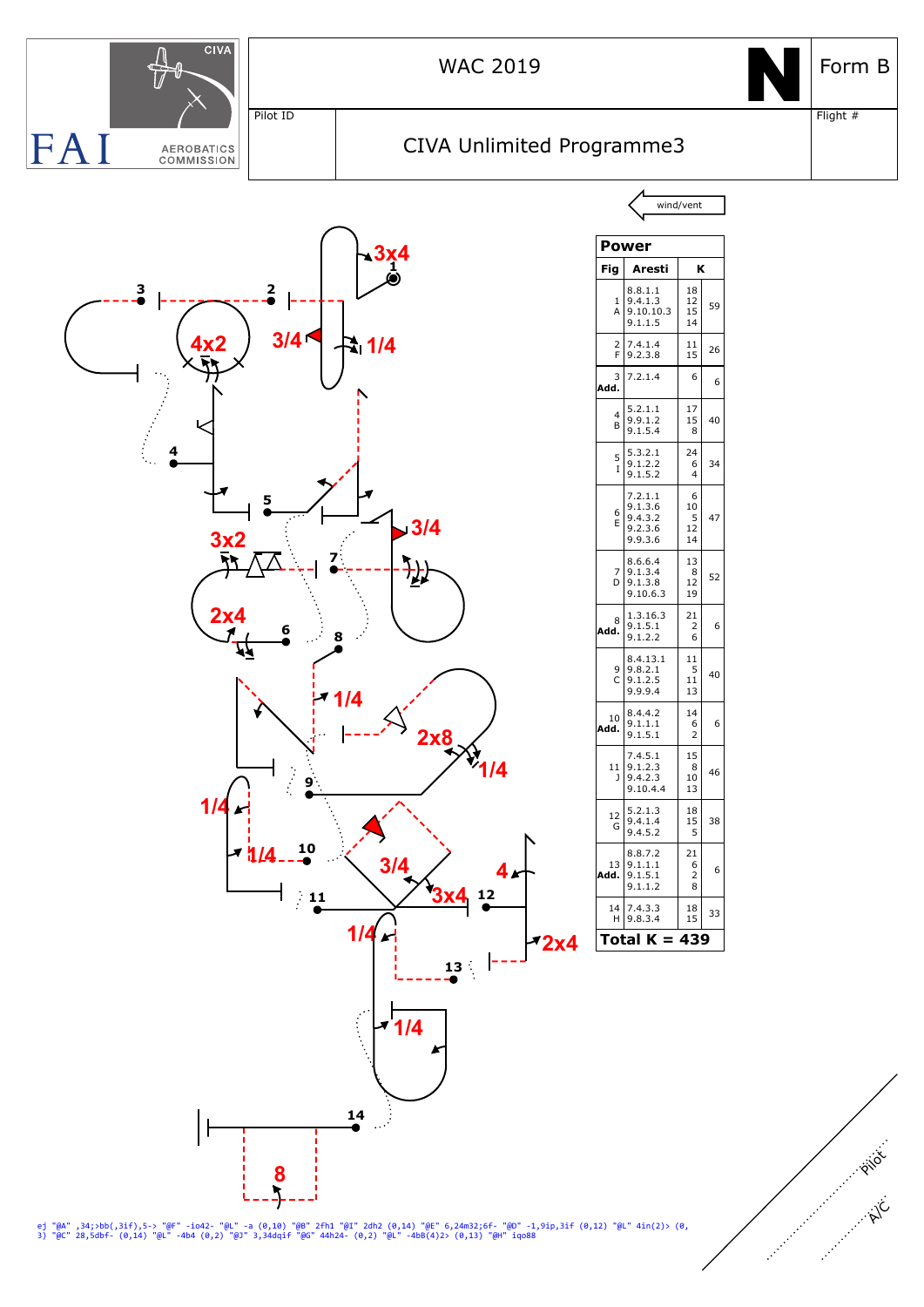CIVA

FAI AEROBATICS COMMISSION

WAC 2019

N

Form B

Pilot ID

CIVA Unlimited Programme3

Flight #

wind/vent

| Power | | | |
|---|---|---|---|
| Fig | Aresti | K | |
| 1 A | 8.8.1.1<br>9.4.1.3<br>9.10.10.3<br>9.1.1.5 | 18<br>12<br>15<br>14 | 59 |
| 2 F | 7.4.1.4<br>9.2.3.8 | 11<br>15 | 26 |
| 3 Add. | 7.2.1.4 | 6 | 6 |
| 4 B | 5.2.1.1<br>9.9.1.2<br>9.1.5.4 | 17<br>15<br>8 | 40 |
| 5 I | 5.3.2.1<br>9.1.2.2<br>9.1.5.2 | 24<br>6<br>4 | 34 |
| 6 E | 7.2.1.1<br>9.1.3.6<br>9.4.3.2<br>9.2.3.6<br>9.9.3.6 | 6<br>10<br>5<br>12<br>14 | 47 |
| 7 D | 8.6.6.4<br>9.1.3.4<br>9.1.3.8<br>9.10.6.3 | 13<br>8<br>12<br>19 | 52 |
| 8 Add. | 1.3.16.3<br>9.1.5.1<br>9.1.2.2 | 21<br>2<br>6 | 6 |
| 9 C | 8.4.13.1<br>9.8.2.1<br>9.1.2.5<br>9.9.9.4 | 11<br>5<br>11<br>13 | 40 |
| 10 Add. | 8.4.4.2<br>9.1.1.1<br>9.1.5.1 | 14<br>6<br>2 | 6 |
| 11 J | 7.4.5.1<br>9.1.2.3<br>9.4.2.3<br>9.10.4.4 | 15<br>8<br>10<br>13 | 46 |
| 12 G | 5.2.1.3<br>9.4.1.4<br>9.4.5.2 | 18<br>15<br>5 | 38 |
| 13 Add. | 8.8.7.2<br>9.1.1.1<br>9.1.5.1<br>9.1.1.2 | 21<br>6<br>2<br>8 | 6 |
| 14 H | 7.4.3.3<br>9.8.3.4 | 18<br>15 | 33 |
| Total K = 439 | | | |

```
ej "@A" ,34;>bb(,3if),5-> "@F" -io42- "@L" -a (0,10) "@B" 2fh1 "@I" 2dh2 (0,14) "@E" 6,24m32;6f- "@D" -1,9ip,3if (0,12) "@L" 4in(2)> (0,3) "@C" 28,5dbf- (0,14) "@L" -4b4 (0,2) "@J" 3,34dqif "@G" 44h24- (0,2) "@L" -4bB(4)2> (0,13) "@H" iqo88
```

Pilot

A/C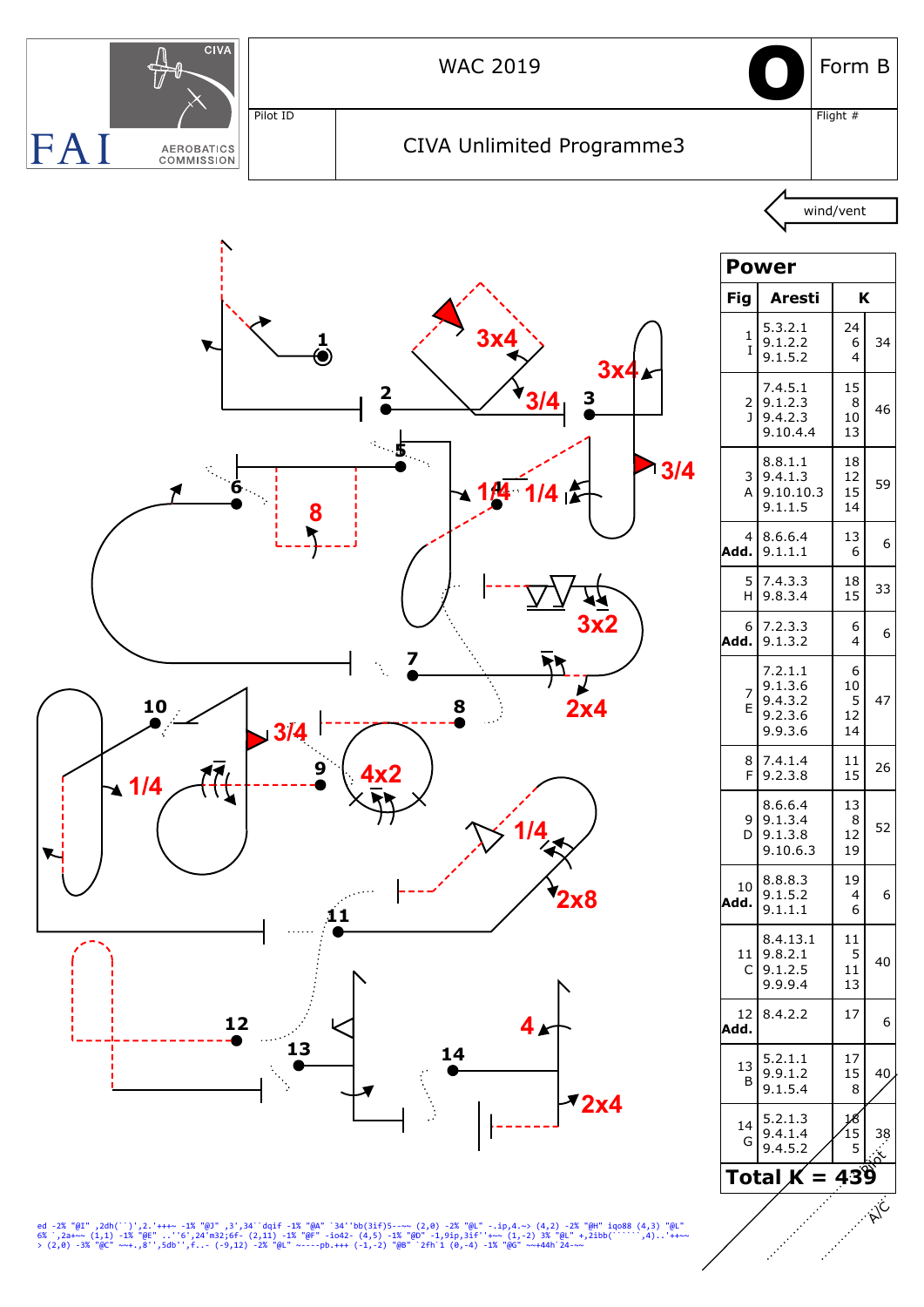WAC 2019

**O**

Form B

Pilot ID

CIVA Unlimited Programme3

Flight #

wind/vent

## Power

| Fig | Aresti | K | |
|---|---|---|---|
| 1 I | 5.3.2.1<br>9.1.2.2<br>9.1.5.2 | 24<br>6<br>4 | 34 |
| 2 J | 7.4.5.1<br>9.1.2.3<br>9.4.2.3<br>9.10.4.4 | 15<br>8<br>10<br>13 | 46 |
| 3 A | 8.8.1.1<br>9.4.1.3<br>9.10.10.3<br>9.1.1.5 | 18<br>12<br>15<br>14 | 59 |
| 4 Add. | 8.6.6.4<br>9.1.1.1 | 13<br>6 | 6 |
| 5 H | 7.4.3.3<br>9.8.3.4 | 18<br>15 | 33 |
| 6 Add. | 7.2.3.3<br>9.1.3.2 | 6<br>4 | 6 |
| 7 E | 7.2.1.1<br>9.1.3.6<br>9.4.3.2<br>9.2.3.6<br>9.9.3.6 | 6<br>10<br>5<br>12<br>14 | 47 |
| 8 F | 7.4.1.4<br>9.2.3.8 | 11<br>15 | 26 |
| 9 D | 8.6.6.4<br>9.1.3.4<br>9.1.3.8<br>9.10.6.3 | 13<br>8<br>12<br>19 | 52 |
| 10 Add. | 8.8.8.3<br>9.1.5.2<br>9.1.1.1 | 19<br>4<br>6 | 6 |
| 11 C | 8.4.13.1<br>9.8.2.1<br>9.1.2.5<br>9.9.9.4 | 11<br>5<br>11<br>13 | 40 |
| 12 Add. | 8.4.2.2 | 17 | 6 |
| 13 B | 5.2.1.1<br>9.9.1.2<br>9.1.5.4 | 17<br>15<br>8 | 40 |
| 14 G | 5.2.1.3<br>9.4.1.4<br>9.4.5.2 | 18<br>15<br>5 | 38 |

**Total K = 439**

Pilot

A/C

```
ed -2% "@I" ,2dh(``)',2.'+++~ -1% "@J" ,3',34``dqif -1% "@A" `34''bb(3if)5--~~ (2,0) -2% "@L" -.ip,4.~> (4,2) -2% "@H" iqo88 (4,3) "@L"
6% `,2a+~~ (1,1) -1% "@E" ..''6',24'm32;6f- (2,11) -1% "@F" -io42- (4,5) -1% "@D" -1,9ip,3if''+~~ (1,-2) 3% "@L" +,2ibb(``````,4)..'++~~
> (2,0) -3% "@C" ~~+.,8'',5db'',f..- (-9,12) -2% "@L" ~----pb.+++ (-1,-2) "@B" `2fh`1 (0,-4) -1% "@G" ~~+44h`24-~~
```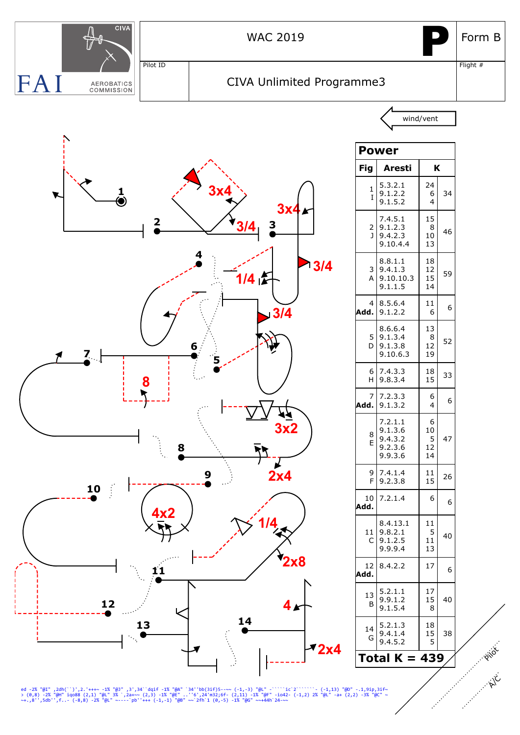WAC 2019

**P**

Form B

Pilot ID

CIVA Unlimited Programme3

Flight #

wind/vent

## Power

| Fig | Aresti | K | |
|---|---|---|---|
| 1<br>I | 5.3.2.1<br>9.1.2.2<br>9.1.5.2 | 24<br>6<br>4 | 34 |
| 2<br>J | 7.4.5.1<br>9.1.2.3<br>9.4.2.3<br>9.10.4.4 | 15<br>8<br>10<br>13 | 46 |
| 3<br>A | 8.8.1.1<br>9.4.1.3<br>9.10.10.3<br>9.1.1.5 | 18<br>12<br>15<br>14 | 59 |
| 4<br>Add. | 8.5.6.4<br>9.1.2.2 | 11<br>6 | 6 |
| 5<br>D | 8.6.6.4<br>9.1.3.4<br>9.1.3.8<br>9.10.6.3 | 13<br>8<br>12<br>19 | 52 |
| 6<br>H | 7.4.3.3<br>9.8.3.4 | 18<br>15 | 33 |
| 7<br>Add. | 7.2.3.3<br>9.1.3.2 | 6<br>4 | 6 |
| 8<br>E | 7.2.1.1<br>9.1.3.6<br>9.4.3.2<br>9.2.3.6<br>9.9.3.6 | 6<br>10<br>5<br>12<br>14 | 47 |
| 9<br>F | 7.4.1.4<br>9.2.3.8 | 11<br>15 | 26 |
| 10<br>Add. | 7.2.1.4 | 6 | 6 |
| 11<br>C | 8.4.13.1<br>9.8.2.1<br>9.1.2.5<br>9.9.9.4 | 11<br>5<br>11<br>13 | 40 |
| 12<br>Add. | 8.4.2.2 | 17 | 6 |
| 13<br>B | 5.2.1.1<br>9.9.1.2<br>9.1.5.4 | 17<br>15<br>8 | 40 |
| 14<br>G | 5.2.1.3<br>9.4.1.4<br>9.4.5.2 | 18<br>15<br>5 | 38 |

**Total K = 439**

Pilot

A/C

```
ed -2% "@I" ,2dh(``)',2.'+++~ -1% "@J" ,3',34``dqif -1% "@A" `34''bb(3if)5--~~ (-1,-3) "@L" -`````ic`2``````- (-1,13) "@D" -.1,9ip,3if~
> (0,8) -2% "@H" iqo88 (2,1) "@L" 3% `,2a+~~ (2,3) -1% "@E" ..''6',24'm32;6f- (2,11) -1% "@F" -io42- (-1,2) 2% "@L" -a+ (2,2) -3% "@C" ~
~+.,8'',5db'',f..- (-8,8) -2% "@L" ~----`pb''+++ (-1,-1) "@B" ~~`2fh`1 (0,-5) -1% "@G" ~~+44h`24-~~
```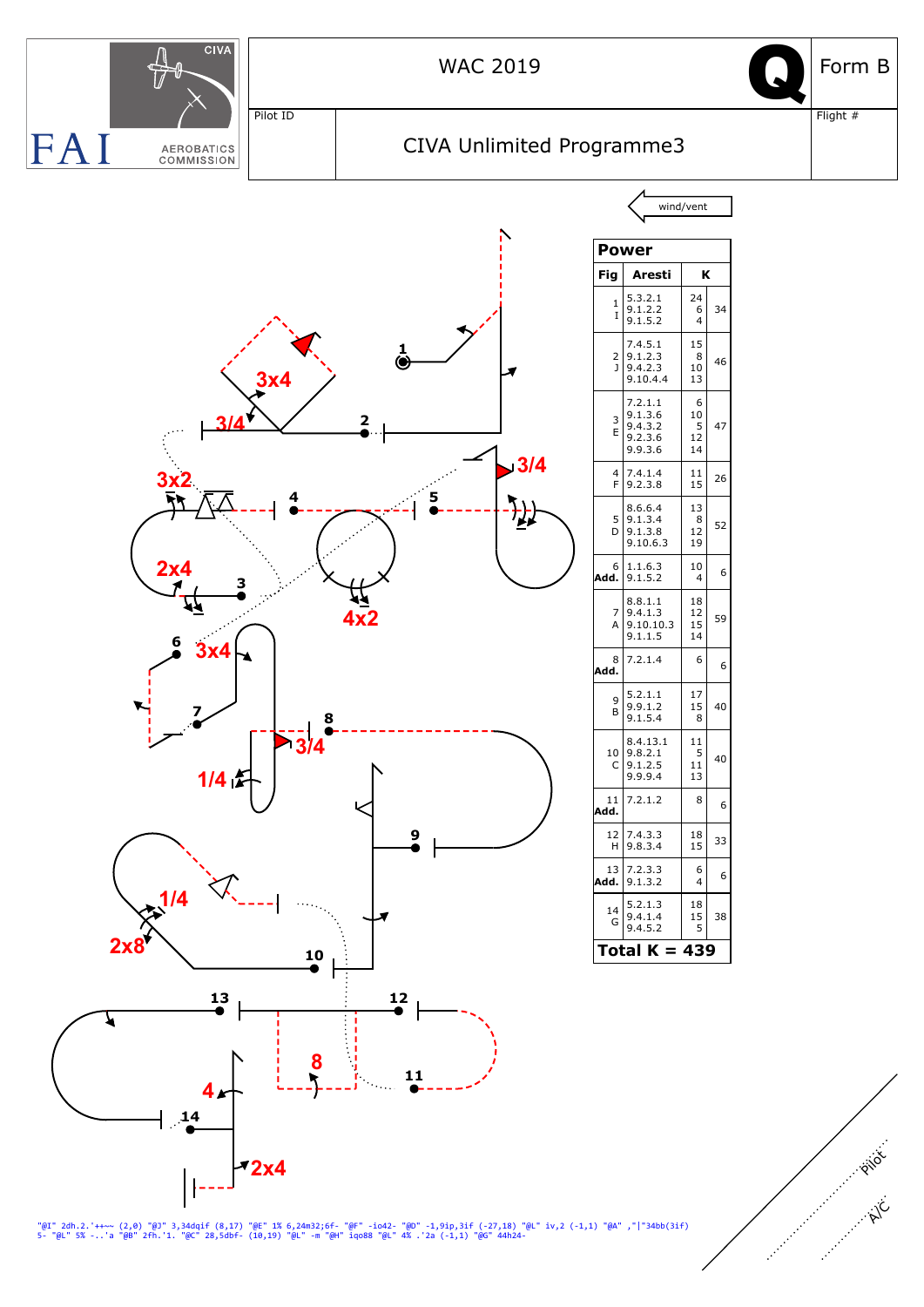CIVA

FAI

AEROBATICS COMMISSION

WAC 2019

Q

Form B

Pilot ID

CIVA Unlimited Programme3

Flight #

wind/vent

**Power**

| Fig | Aresti | | K |
|---|---|---|---|
| 1 I | 5.3.2.1<br>9.1.2.2<br>9.1.5.2 | 24<br>6<br>4 | 34 |
| 2 J | 7.4.5.1<br>9.1.2.3<br>9.4.2.3<br>9.10.4.4 | 15<br>8<br>10<br>13 | 46 |
| 3 E | 7.2.1.1<br>9.1.3.6<br>9.4.3.2<br>9.2.3.6<br>9.9.3.6 | 6<br>10<br>5<br>12<br>14 | 47 |
| 4 F | 7.4.1.4<br>9.2.3.8 | 11<br>15 | 26 |
| 5 D | 8.6.6.4<br>9.1.3.4<br>9.1.3.8<br>9.10.6.3 | 13<br>8<br>12<br>19 | 52 |
| 6 Add. | 1.1.6.3<br>9.1.5.2 | 10<br>4 | 6 |
| 7 A | 8.8.1.1<br>9.4.1.3<br>9.10.10.3<br>9.1.1.5 | 18<br>12<br>15<br>14 | 59 |
| 8 Add. | 7.2.1.4 | 6 | 6 |
| 9 B | 5.2.1.1<br>9.9.1.2<br>9.1.5.4 | 17<br>15<br>8 | 40 |
| 10 C | 8.4.13.1<br>9.8.2.1<br>9.1.2.5<br>9.9.9.4 | 11<br>5<br>11<br>13 | 40 |
| 11 Add. | 7.2.1.2 | 8 | 6 |
| 12 H | 7.4.3.3<br>9.8.3.4 | 18<br>15 | 33 |
| 13 Add. | 7.2.3.3<br>9.1.3.2 | 6<br>4 | 6 |
| 14 G | 5.2.1.3<br>9.4.1.4<br>9.4.5.2 | 18<br>15<br>5 | 38 |

**Total K = 439**

3x4

3/4

2

1

3x2

4

5

3/4

2x4

3

4x2

6

3x4

7

8

3/4

1/4

9

1/4

2x8

10

13

12

8

4

11

14

2x4

Pilot

A/C

"@I" 2dh.2.'++~~ (2,0) "@J" 3,34dqif (8,17) "@E" 1% 6,24m32;6f- "@F" -io42- "@D" -1,9ip,3if (-27,18) "@L" iv,2 (-1,1) "@A" ,"|"34bb(3if)
5- "@L" 5% -..'a "@B" 2fh.'1. "@C" 28,5dbf- (10,19) "@L" -m "@H" iqo88 "@L" 4% .'2a (-1,1) "@G" 44h24-